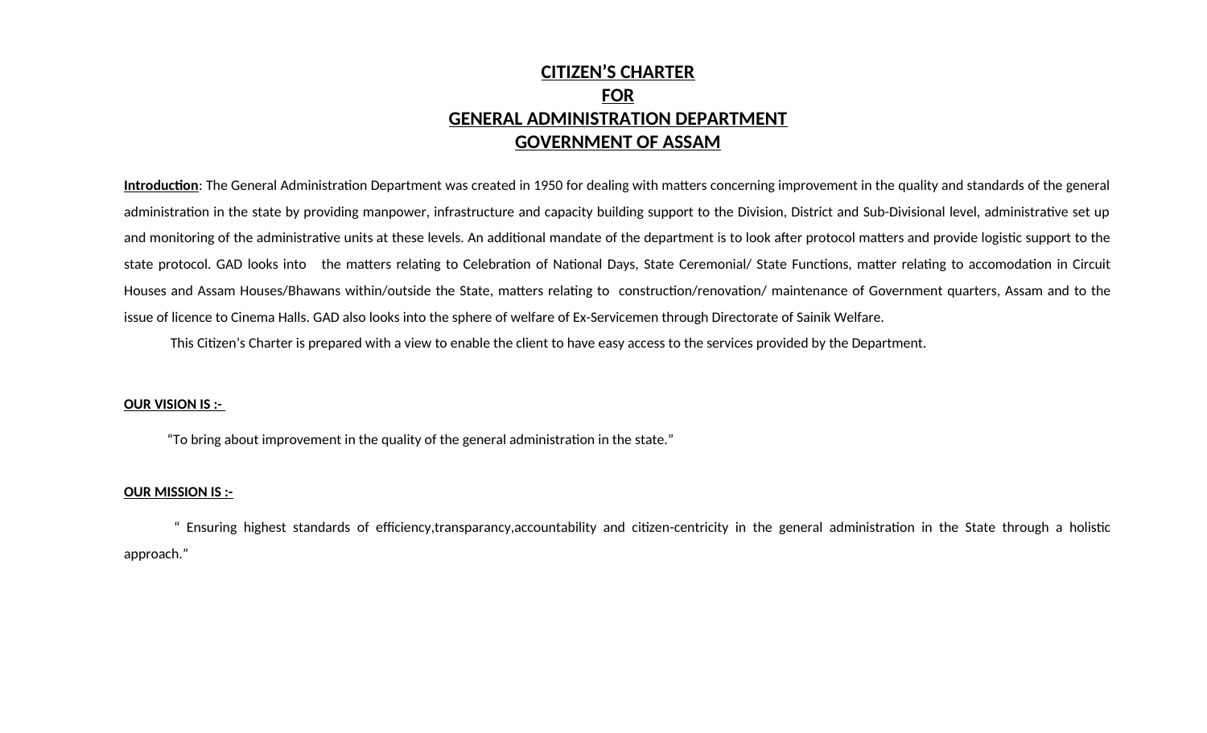# CITIZEN'S CHARTER
# FOR
# GENERAL ADMINISTRATION DEPARTMENT
# GOVERNMENT OF ASSAM

**Introduction**: The General Administration Department was created in 1950 for dealing with matters concerning improvement in the quality and standards of the general administration in the state by providing manpower, infrastructure and capacity building support to the Division, District and Sub-Divisional level, administrative set up and monitoring of the administrative units at these levels. An additional mandate of the department is to look after protocol matters and provide logistic support to the state protocol. GAD looks into the matters relating to Celebration of National Days, State Ceremonial/ State Functions, matter relating to accomodation in Circuit Houses and Assam Houses/Bhawans within/outside the State, matters relating to construction/renovation/ maintenance of Government quarters, Assam and to the issue of licence to Cinema Halls. GAD also looks into the sphere of welfare of Ex-Servicemen through Directorate of Sainik Welfare.

This Citizen's Charter is prepared with a view to enable the client to have easy access to the services provided by the Department.

**OUR VISION IS :-**

"To bring about improvement in the quality of the general administration in the state."

**OUR MISSION IS :-**

" Ensuring highest standards of efficiency,transparancy,accountability and citizen-centricity in the general administration in the State through a holistic approach."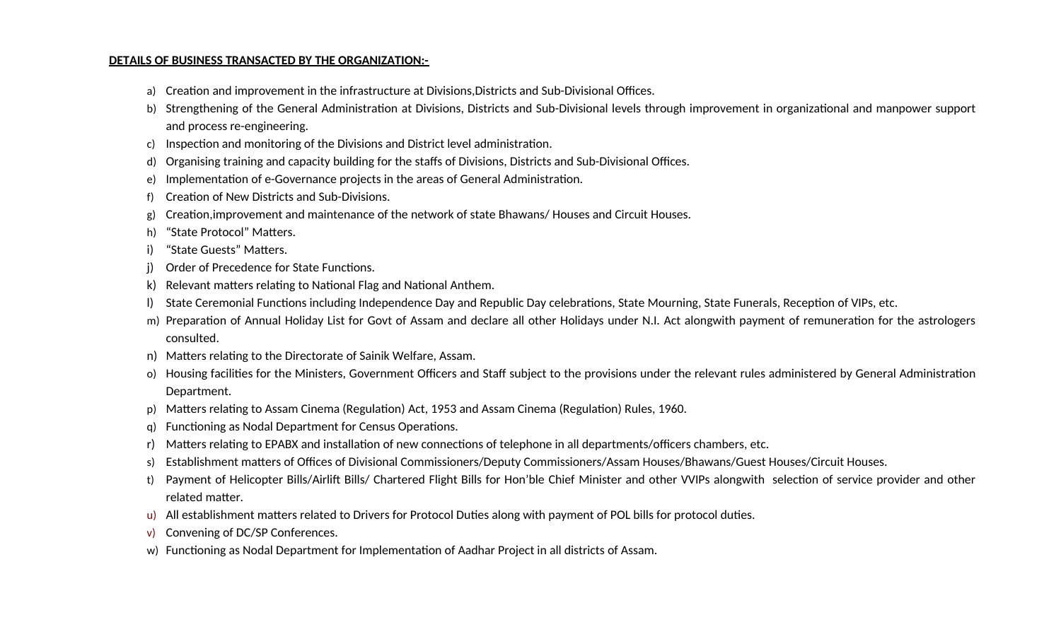**DETAILS OF BUSINESS TRANSACTED BY THE ORGANIZATION:-**

a) Creation and improvement in the infrastructure at Divisions,Districts and Sub-Divisional Offices.
b) Strengthening of the General Administration at Divisions, Districts and Sub-Divisional levels through improvement in organizational and manpower support and process re-engineering.
c) Inspection and monitoring of the Divisions and District level administration.
d) Organising training and capacity building for the staffs of Divisions, Districts and Sub-Divisional Offices.
e) Implementation of e-Governance projects in the areas of General Administration.
f) Creation of New Districts and Sub-Divisions.
g) Creation,improvement and maintenance of the network of state Bhawans/ Houses and Circuit Houses.
h) "State Protocol" Matters.
i) "State Guests" Matters.
j) Order of Precedence for State Functions.
k) Relevant matters relating to National Flag and National Anthem.
l) State Ceremonial Functions including Independence Day and Republic Day celebrations, State Mourning, State Funerals, Reception of VIPs, etc.
m) Preparation of Annual Holiday List for Govt of Assam and declare all other Holidays under N.I. Act alongwith payment of remuneration for the astrologers consulted.
n) Matters relating to the Directorate of Sainik Welfare, Assam.
o) Housing facilities for the Ministers, Government Officers and Staff subject to the provisions under the relevant rules administered by General Administration Department.
p) Matters relating to Assam Cinema (Regulation) Act, 1953 and Assam Cinema (Regulation) Rules, 1960.
q) Functioning as Nodal Department for Census Operations.
r) Matters relating to EPABX and installation of new connections of telephone in all departments/officers chambers, etc.
s) Establishment matters of Offices of Divisional Commissioners/Deputy Commissioners/Assam Houses/Bhawans/Guest Houses/Circuit Houses.
t) Payment of Helicopter Bills/Airlift Bills/ Chartered Flight Bills for Hon'ble Chief Minister and other VVIPs alongwith selection of service provider and other related matter.
u) All establishment matters related to Drivers for Protocol Duties along with payment of POL bills for protocol duties.
v) Convening of DC/SP Conferences.
w) Functioning as Nodal Department for Implementation of Aadhar Project in all districts of Assam.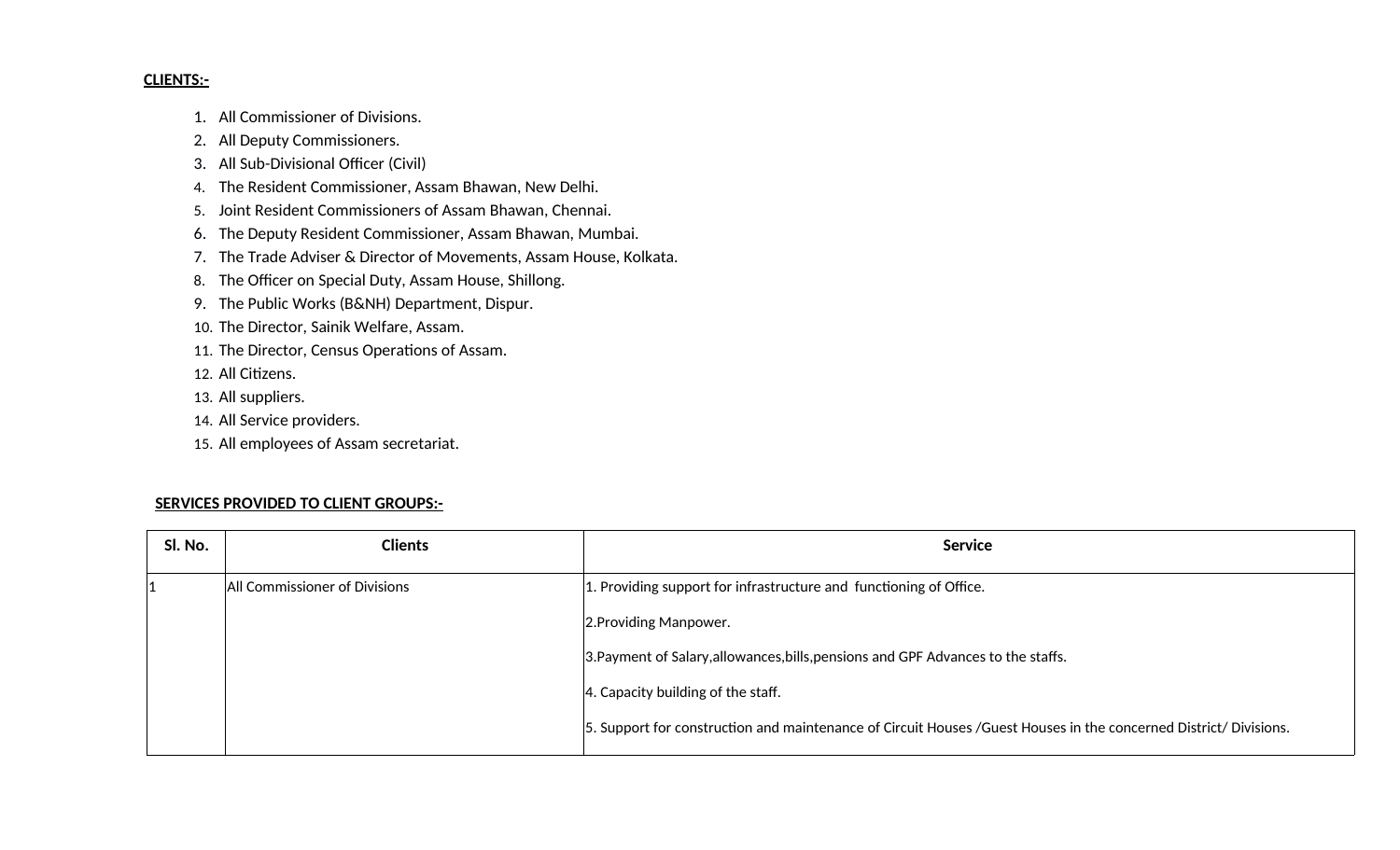**CLIENTS:-**

1. All Commissioner of Divisions.
2. All Deputy Commissioners.
3. All Sub-Divisional Officer (Civil)
4. The Resident Commissioner, Assam Bhawan, New Delhi.
5. Joint Resident Commissioners of Assam Bhawan, Chennai.
6. The Deputy Resident Commissioner, Assam Bhawan, Mumbai.
7. The Trade Adviser & Director of Movements, Assam House, Kolkata.
8. The Officer on Special Duty, Assam House, Shillong.
9. The Public Works (B&NH) Department, Dispur.
10. The Director, Sainik Welfare, Assam.
11. The Director, Census Operations of Assam.
12. All Citizens.
13. All suppliers.
14. All Service providers.
15. All employees of Assam secretariat.

**SERVICES PROVIDED TO CLIENT GROUPS:-**

| Sl. No. | Clients | Service |
|---|---|---|
| 1 | All Commissioner of Divisions | 1. Providing support for infrastructure and functioning of Office.<br>2.Providing Manpower.<br>3.Payment of Salary,allowances,bills,pensions and GPF Advances to the staffs.<br>4. Capacity building of the staff.<br>5. Support for construction and maintenance of Circuit Houses /Guest Houses in the concerned District/ Divisions. |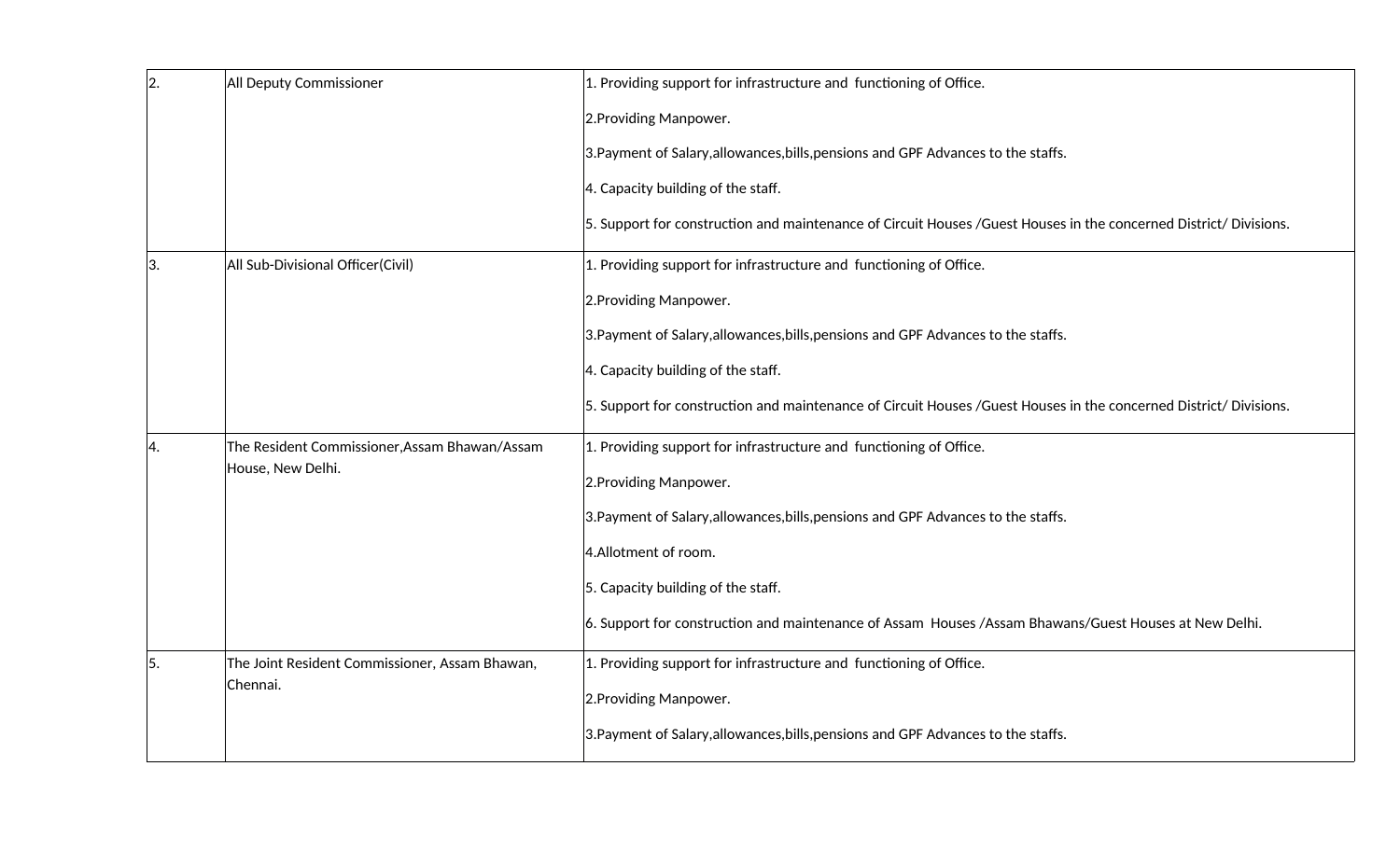| | | |
|---|---|---|
| 2. | All Deputy Commissioner | 1. Providing support for infrastructure and functioning of Office.<br>2.Providing Manpower.<br>3.Payment of Salary,allowances,bills,pensions and GPF Advances to the staffs.<br>4. Capacity building of the staff.<br>5. Support for construction and maintenance of Circuit Houses /Guest Houses in the concerned District/ Divisions. |
| 3. | All Sub-Divisional Officer(Civil) | 1. Providing support for infrastructure and functioning of Office.<br>2.Providing Manpower.<br>3.Payment of Salary,allowances,bills,pensions and GPF Advances to the staffs.<br>4. Capacity building of the staff.<br>5. Support for construction and maintenance of Circuit Houses /Guest Houses in the concerned District/ Divisions. |
| 4. | The Resident Commissioner,Assam Bhawan/Assam House, New Delhi. | 1. Providing support for infrastructure and functioning of Office.<br>2.Providing Manpower.<br>3.Payment of Salary,allowances,bills,pensions and GPF Advances to the staffs.<br>4.Allotment of room.<br>5. Capacity building of the staff.<br>6. Support for construction and maintenance of Assam Houses /Assam Bhawans/Guest Houses at New Delhi. |
| 5. | The Joint Resident Commissioner, Assam Bhawan, Chennai. | 1. Providing support for infrastructure and functioning of Office.<br>2.Providing Manpower.<br>3.Payment of Salary,allowances,bills,pensions and GPF Advances to the staffs. |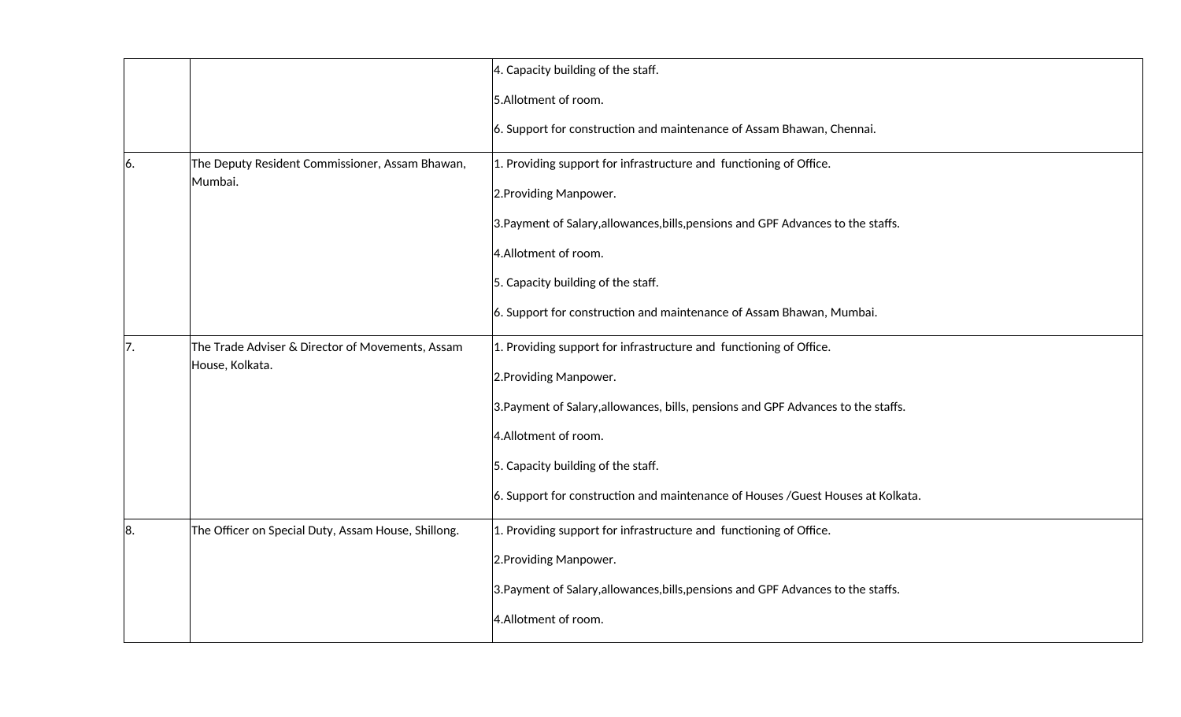|  |  |  |
|---|---|---|
|  |  | 4. Capacity building of the staff.<br><br>5.Allotment of room.<br><br>6. Support for construction and maintenance of Assam Bhawan, Chennai. |
| 6. | The Deputy Resident Commissioner, Assam Bhawan, Mumbai. | 1. Providing support for infrastructure and functioning of Office.<br><br>2.Providing Manpower.<br><br>3.Payment of Salary,allowances,bills,pensions and GPF Advances to the staffs.<br><br>4.Allotment of room.<br><br>5. Capacity building of the staff.<br><br>6. Support for construction and maintenance of Assam Bhawan, Mumbai. |
| 7. | The Trade Adviser & Director of Movements, Assam House, Kolkata. | 1. Providing support for infrastructure and functioning of Office.<br><br>2.Providing Manpower.<br><br>3.Payment of Salary,allowances, bills, pensions and GPF Advances to the staffs.<br><br>4.Allotment of room.<br><br>5. Capacity building of the staff.<br><br>6. Support for construction and maintenance of Houses /Guest Houses at Kolkata. |
| 8. | The Officer on Special Duty, Assam House, Shillong. | 1. Providing support for infrastructure and functioning of Office.<br><br>2.Providing Manpower.<br><br>3.Payment of Salary,allowances,bills,pensions and GPF Advances to the staffs.<br><br>4.Allotment of room. |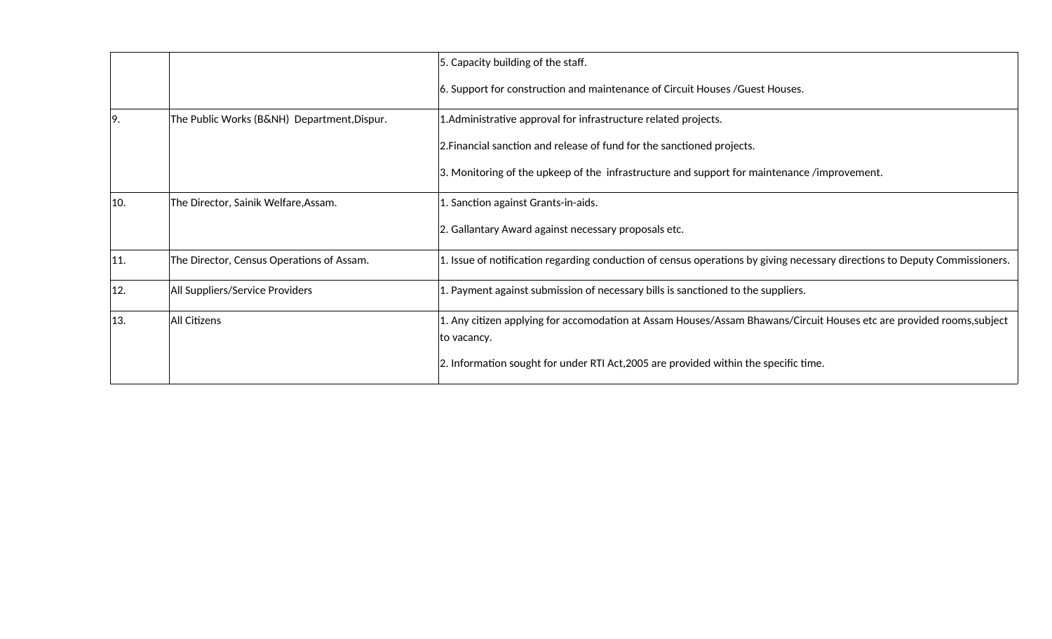| | | |
|---|---|---|
| | | 5. Capacity building of the staff.<br><br>6. Support for construction and maintenance of Circuit Houses /Guest Houses. |
| 9. | The Public Works (B&NH) Department,Dispur. | 1.Administrative approval for infrastructure related projects.<br><br>2.Financial sanction and release of fund for the sanctioned projects.<br><br>3. Monitoring of the upkeep of the infrastructure and support for maintenance /improvement. |
| 10. | The Director, Sainik Welfare,Assam. | 1. Sanction against Grants-in-aids.<br><br>2. Gallantary Award against necessary proposals etc. |
| 11. | The Director, Census Operations of Assam. | 1. Issue of notification regarding conduction of census operations by giving necessary directions to Deputy Commissioners. |
| 12. | All Suppliers/Service Providers | 1. Payment against submission of necessary bills is sanctioned to the suppliers. |
| 13. | All Citizens | 1. Any citizen applying for accomodation at Assam Houses/Assam Bhawans/Circuit Houses etc are provided rooms,subject to vacancy.<br><br>2. Information sought for under RTI Act,2005 are provided within the specific time. |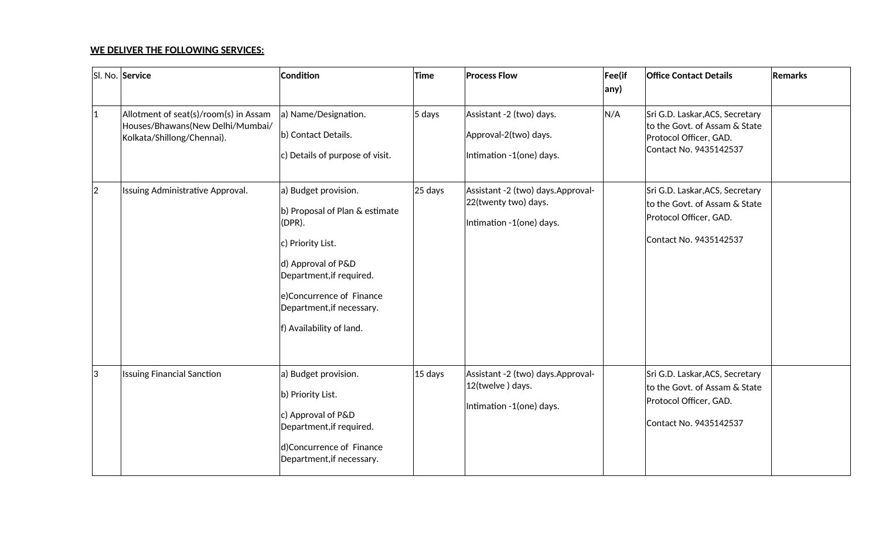**WE DELIVER THE FOLLOWING SERVICES:**

| Sl. No. | Service | Condition | Time | Process Flow | Fee(if any) | Office Contact Details | Remarks |
|---|---|---|---|---|---|---|---|
| 1 | Allotment of seat(s)/room(s) in Assam Houses/Bhawans(New Delhi/Mumbai/ Kolkata/Shillong/Chennai). | a) Name/Designation.<br><br>b) Contact Details.<br><br>c) Details of purpose of visit. | 5 days | Assistant -2 (two) days.<br><br>Approval-2(two) days.<br><br>Intimation -1(one) days. | N/A | Sri G.D. Laskar,ACS, Secretary to the Govt. of Assam & State Protocol Officer, GAD. Contact No. 9435142537 | |
| 2 | Issuing Administrative Approval. | a) Budget provision.<br><br>b) Proposal of Plan & estimate (DPR).<br><br>c) Priority List.<br><br>d) Approval of P&D Department,if required.<br><br>e)Concurrence of Finance Department,if necessary.<br><br>f) Availability of land. | 25 days | Assistant -2 (two) days.Approval-22(twenty two) days.<br><br>Intimation -1(one) days. | | Sri G.D. Laskar,ACS, Secretary to the Govt. of Assam & State Protocol Officer, GAD.<br><br>Contact No. 9435142537 | |
| 3 | Issuing Financial Sanction | a) Budget provision.<br><br>b) Priority List.<br><br>c) Approval of P&D Department,if required.<br><br>d)Concurrence of Finance Department,if necessary. | 15 days | Assistant -2 (two) days.Approval-12(twelve ) days.<br><br>Intimation -1(one) days. | | Sri G.D. Laskar,ACS, Secretary to the Govt. of Assam & State Protocol Officer, GAD.<br><br>Contact No. 9435142537 | |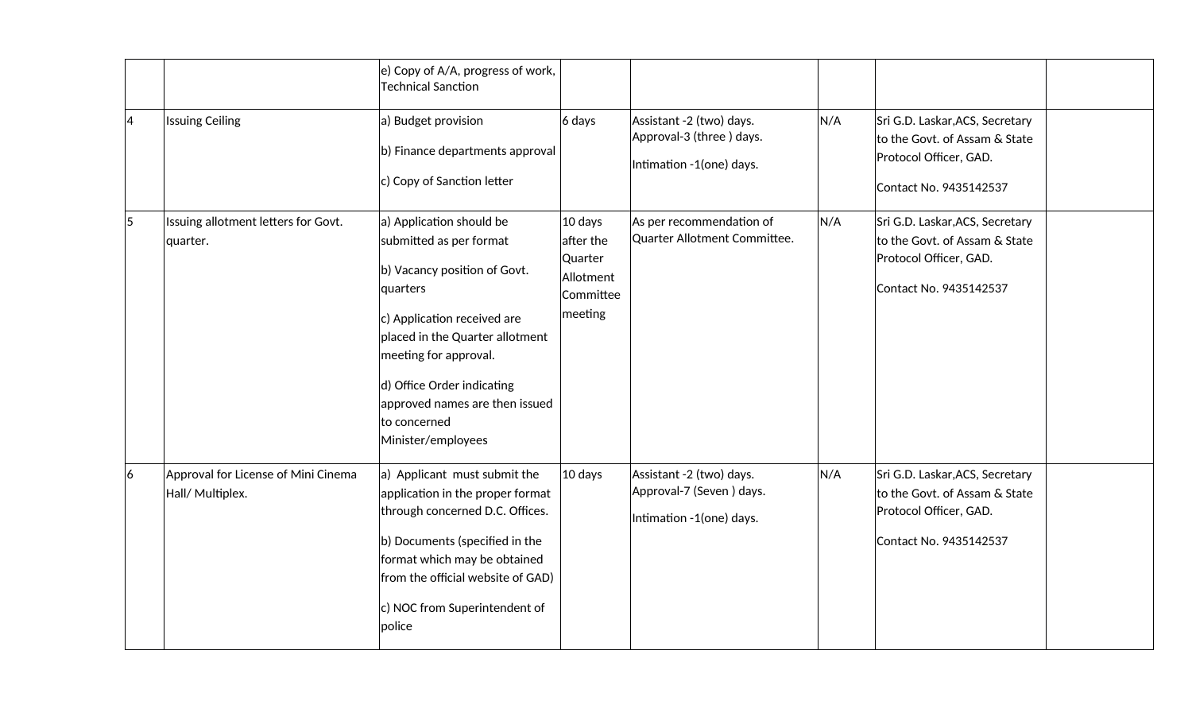| | | | | | | | |
|---|---|---|---|---|---|---|---|
| | | e) Copy of A/A, progress of work, Technical Sanction | | | | | |
| 4 | Issuing Ceiling | a) Budget provision<br>b) Finance departments approval<br>c) Copy of Sanction letter | 6 days | Assistant -2 (two) days. Approval-3 (three ) days.<br>Intimation -1(one) days. | N/A | Sri G.D. Laskar,ACS, Secretary to the Govt. of Assam & State Protocol Officer, GAD.<br>Contact No. 9435142537 | |
| 5 | Issuing allotment letters for Govt. quarter. | a) Application should be submitted as per format<br>b) Vacancy position of Govt. quarters<br>c) Application received are placed in the Quarter allotment meeting for approval.<br>d) Office Order indicating approved names are then issued to concerned Minister/employees | 10 days after the Quarter Allotment Committee meeting | As per recommendation of Quarter Allotment Committee. | N/A | Sri G.D. Laskar,ACS, Secretary to the Govt. of Assam & State Protocol Officer, GAD.<br>Contact No. 9435142537 | |
| 6 | Approval for License of Mini Cinema Hall/ Multiplex. | a) Applicant must submit the application in the proper format through concerned D.C. Offices.<br>b) Documents (specified in the format which may be obtained from the official website of GAD)<br>c) NOC from Superintendent of police | 10 days | Assistant -2 (two) days. Approval-7 (Seven ) days.<br>Intimation -1(one) days. | N/A | Sri G.D. Laskar,ACS, Secretary to the Govt. of Assam & State Protocol Officer, GAD.<br>Contact No. 9435142537 | |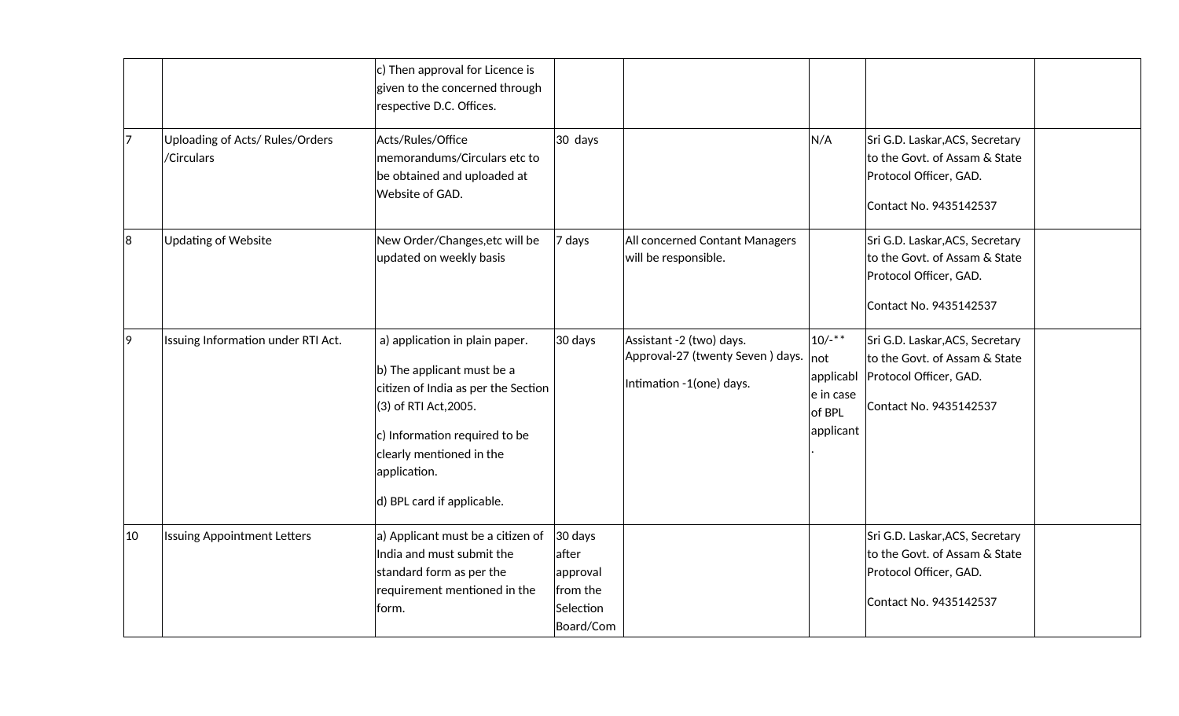| | | | | | | | |
|---|---|---|---|---|---|---|---|
| | | c) Then approval for Licence is given to the concerned through respective D.C. Offices. | | | | | |
| 7 | Uploading of Acts/ Rules/Orders /Circulars | Acts/Rules/Office memorandums/Circulars etc to be obtained and uploaded at Website of GAD. | 30 days | | N/A | Sri G.D. Laskar,ACS, Secretary to the Govt. of Assam & State Protocol Officer, GAD.<br><br>Contact No. 9435142537 | |
| 8 | Updating of Website | New Order/Changes,etc will be updated on weekly basis | 7 days | All concerned Contant Managers will be responsible. | | Sri G.D. Laskar,ACS, Secretary to the Govt. of Assam & State Protocol Officer, GAD.<br><br>Contact No. 9435142537 | |
| 9 | Issuing Information under RTI Act. | a) application in plain paper.<br><br>b) The applicant must be a citizen of India as per the Section (3) of RTI Act,2005.<br><br>c) Information required to be clearly mentioned in the application.<br><br>d) BPL card if applicable. | 30 days | Assistant -2 (two) days.<br>Approval-27 (twenty Seven ) days.<br><br>Intimation -1(one) days. | 10/-** not applicable in case of BPL applicant. | Sri G.D. Laskar,ACS, Secretary to the Govt. of Assam & State Protocol Officer, GAD.<br><br>Contact No. 9435142537 | |
| 10 | Issuing Appointment Letters | a) Applicant must be a citizen of India and must submit the standard form as per the requirement mentioned in the form. | 30 days after approval from the Selection Board/Com | | | Sri G.D. Laskar,ACS, Secretary to the Govt. of Assam & State Protocol Officer, GAD.<br><br>Contact No. 9435142537 | |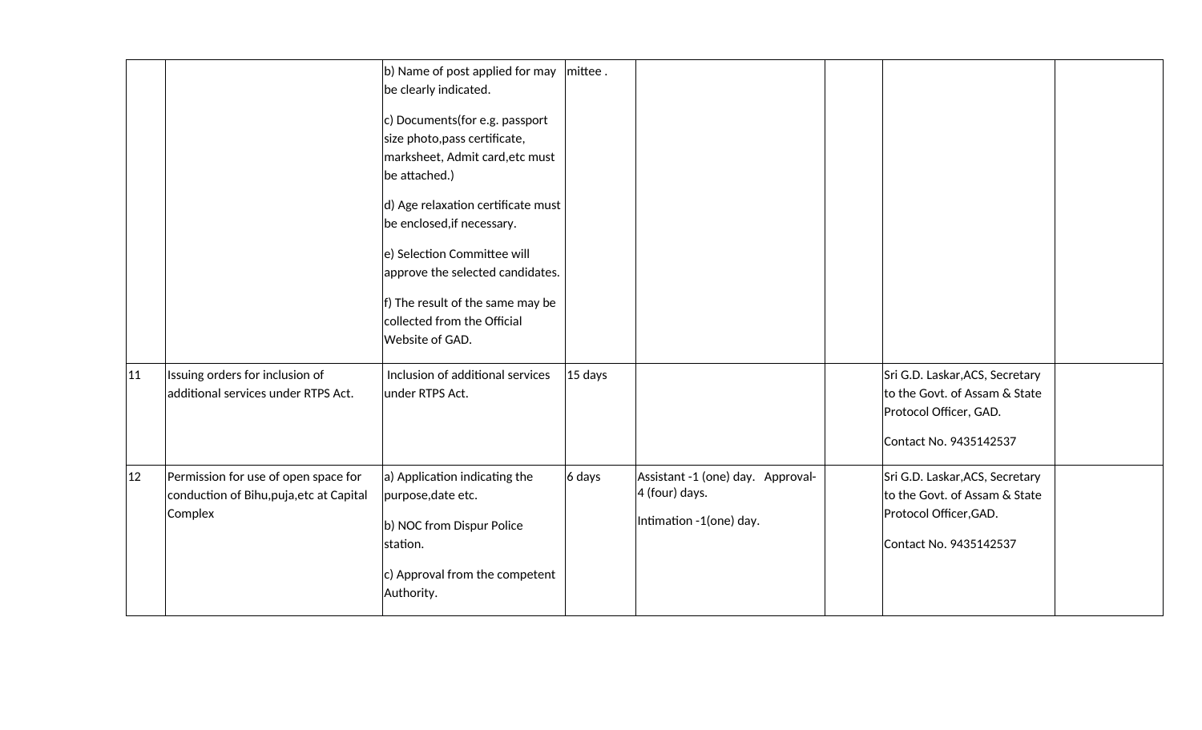| | | | | | | | |
|---|---|---|---|---|---|---|---|
| | | b) Name of post applied for may be clearly indicated.<br><br>c) Documents(for e.g. passport size photo,pass certificate, marksheet, Admit card,etc must be attached.)<br><br>d) Age relaxation certificate must be enclosed,if necessary.<br><br>e) Selection Committee will approve the selected candidates.<br><br>f) The result of the same may be collected from the Official Website of GAD. | mittee . | | | | |
| 11 | Issuing orders for inclusion of additional services under RTPS Act. | Inclusion of additional services under RTPS Act. | 15 days | | | Sri G.D. Laskar,ACS, Secretary to the Govt. of Assam & State Protocol Officer, GAD.<br><br>Contact No. 9435142537 | |
| 12 | Permission for use of open space for conduction of Bihu,puja,etc at Capital Complex | a) Application indicating the purpose,date etc.<br><br>b) NOC from Dispur Police station.<br><br>c) Approval from the competent Authority. | 6 days | Assistant -1 (one) day. Approval- 4 (four) days.<br><br>Intimation -1(one) day. | | Sri G.D. Laskar,ACS, Secretary to the Govt. of Assam & State Protocol Officer,GAD.<br><br>Contact No. 9435142537 | |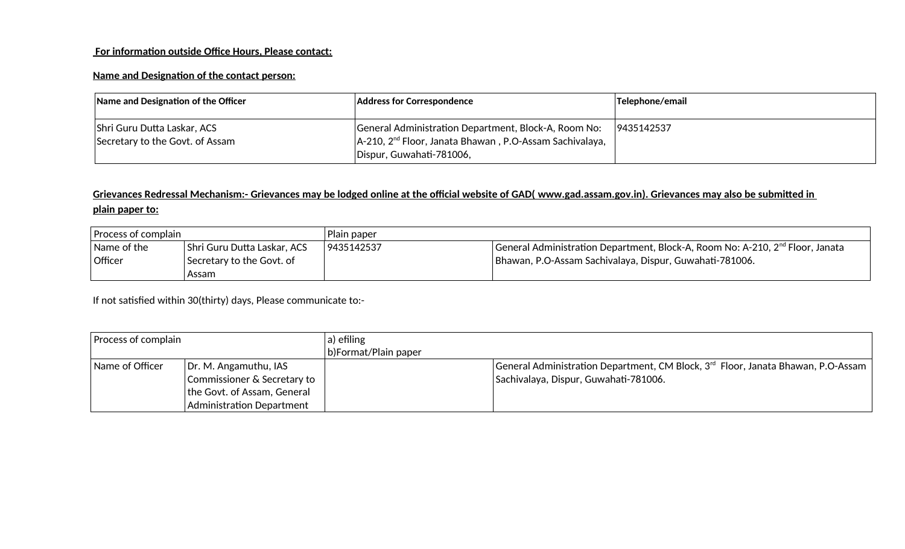**<u>For information outside Office Hours, Please contact:</u>**

**<u>Name and Designation of the contact person:</u>**

| Name and Designation of the Officer | Address for Correspondence | Telephone/email |
|---|---|---|
| Shri Guru Dutta Laskar, ACS<br>Secretary to the Govt. of Assam | General Administration Department, Block-A, Room No: A-210, 2nd Floor, Janata Bhawan , P.O-Assam Sachivalaya, Dispur, Guwahati-781006, | 9435142537 |

**<u>Grievances Redressal Mechanism:- Grievances may be lodged online at the official website of GAD( www.gad.assam.gov.in). Grievances may also be submitted in plain paper to:</u>**

| Process of complain | | Plain paper | |
|---|---|---|---|
| Name of the Officer | Shri Guru Dutta Laskar, ACS Secretary to the Govt. of Assam | 9435142537 | General Administration Department, Block-A, Room No: A-210, 2nd Floor, Janata Bhawan, P.O-Assam Sachivalaya, Dispur, Guwahati-781006. |

If not satisfied within 30(thirty) days, Please communicate to:-

| Process of complain | | a) efiling<br>b)Format/Plain paper | |
|---|---|---|---|
| Name of Officer | Dr. M. Angamuthu, IAS Commissioner & Secretary to the Govt. of Assam, General Administration Department | | General Administration Department, CM Block, 3rd Floor, Janata Bhawan, P.O-Assam Sachivalaya, Dispur, Guwahati-781006. |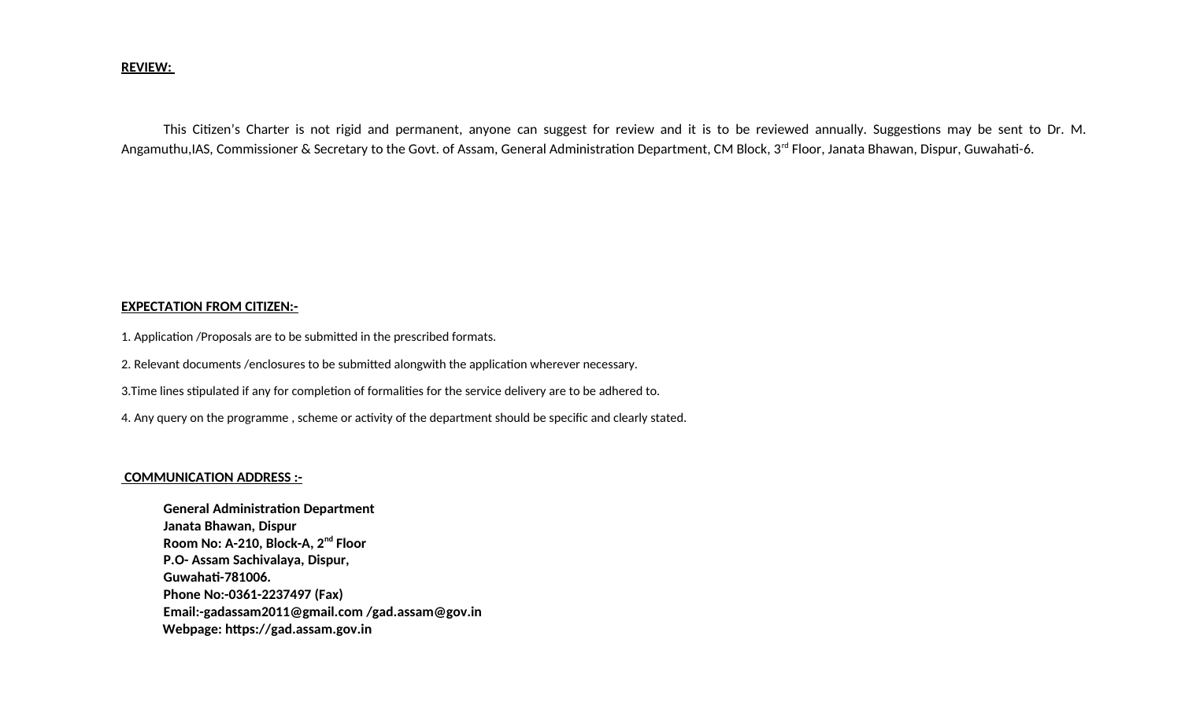**REVIEW:**

This Citizen's Charter is not rigid and permanent, anyone can suggest for review and it is to be reviewed annually. Suggestions may be sent to Dr. M. Angamuthu,IAS, Commissioner & Secretary to the Govt. of Assam, General Administration Department, CM Block, 3rd Floor, Janata Bhawan, Dispur, Guwahati-6.

**EXPECTATION FROM CITIZEN:-**

1. Application /Proposals are to be submitted in the prescribed formats.

2. Relevant documents /enclosures to be submitted alongwith the application wherever necessary.

3.Time lines stipulated if any for completion of formalities for the service delivery are to be adhered to.

4. Any query on the programme , scheme or activity of the department should be specific and clearly stated.

**COMMUNICATION ADDRESS :-**

**General Administration Department**
**Janata Bhawan, Dispur**
**Room No: A-210, Block-A, 2nd Floor**
**P.O- Assam Sachivalaya, Dispur,**
**Guwahati-781006.**
**Phone No:-0361-2237497 (Fax)**
**Email:-gadassam2011@gmail.com /gad.assam@gov.in**
**Webpage: https://gad.assam.gov.in**